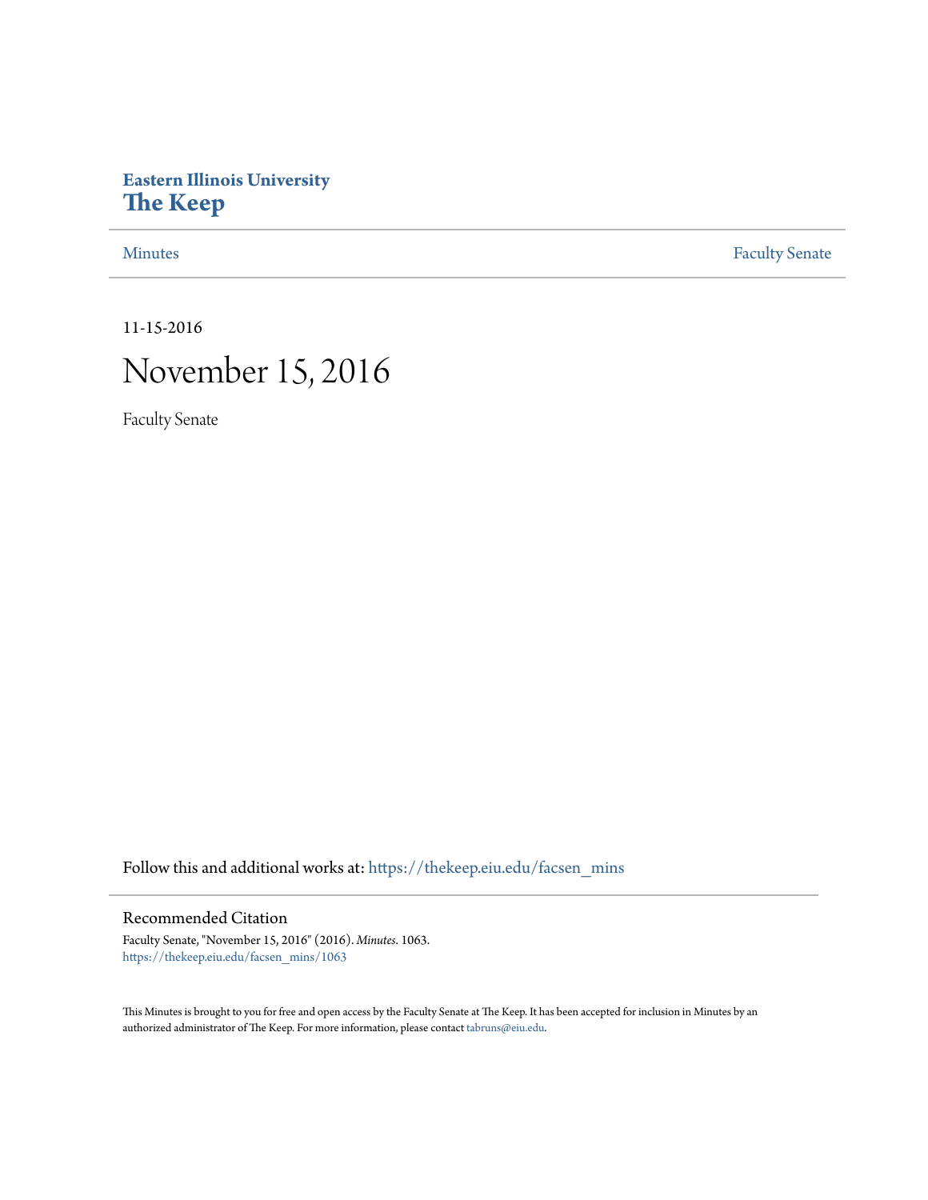**Eastern Illinois University**
**The Keep**

Minutes | Faculty Senate

11-15-2016

# November 15, 2016

Faculty Senate

Follow this and additional works at: https://thekeep.eiu.edu/facsen_mins

## Recommended Citation

Faculty Senate, "November 15, 2016" (2016). *Minutes*. 1063.
https://thekeep.eiu.edu/facsen_mins/1063

This Minutes is brought to you for free and open access by the Faculty Senate at The Keep. It has been accepted for inclusion in Minutes by an authorized administrator of The Keep. For more information, please contact tabruns@eiu.edu.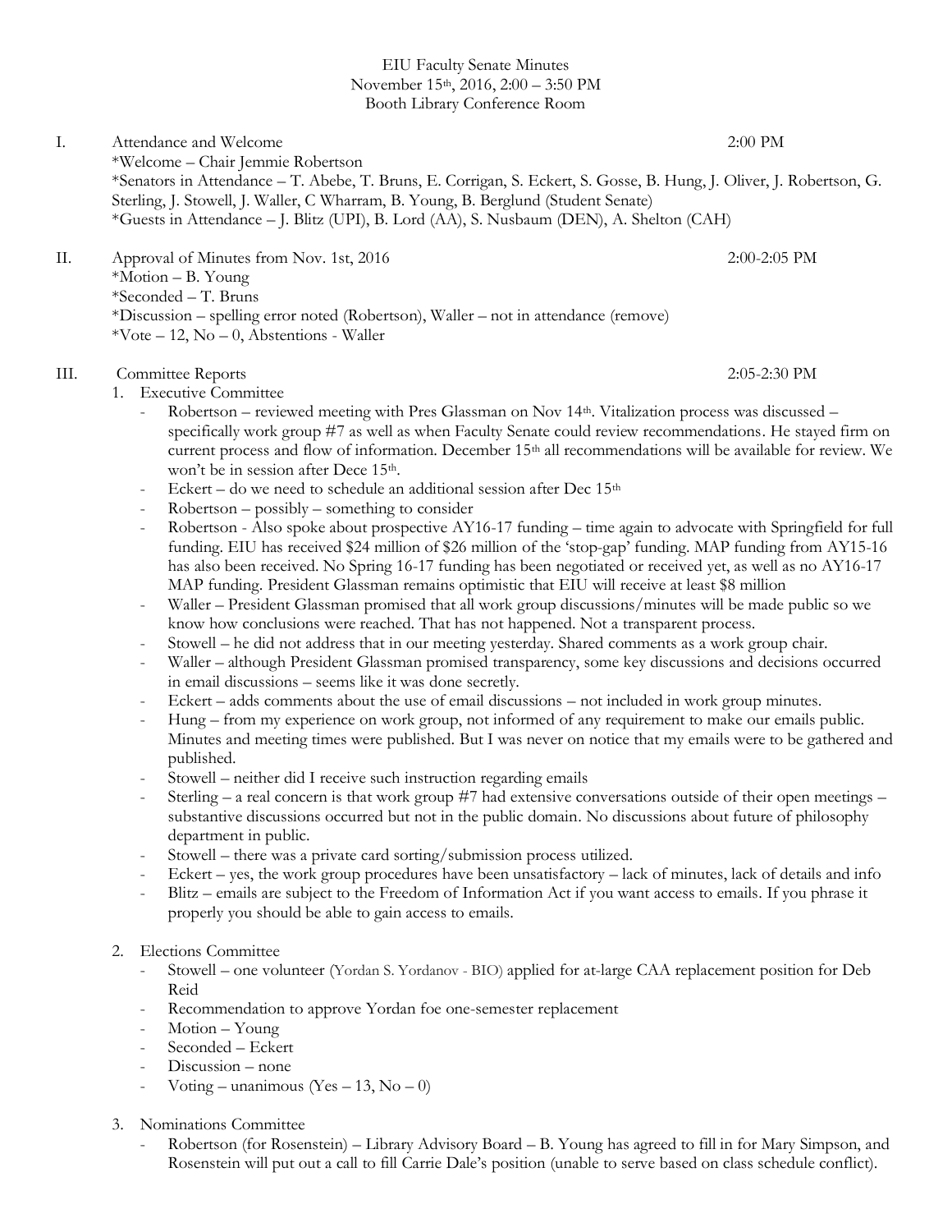EIU Faculty Senate Minutes
November 15th, 2016, 2:00 – 3:50 PM
Booth Library Conference Room

I. Attendance and Welcome 2:00 PM
*Welcome – Chair Jemmie Robertson
*Senators in Attendance – T. Abebe, T. Bruns, E. Corrigan, S. Eckert, S. Gosse, B. Hung, J. Oliver, J. Robertson, G. Sterling, J. Stowell, J. Waller, C Wharram, B. Young, B. Berglund (Student Senate)
*Guests in Attendance – J. Blitz (UPI), B. Lord (AA), S. Nusbaum (DEN), A. Shelton (CAH)

II. Approval of Minutes from Nov. 1st, 2016 2:00-2:05 PM
*Motion – B. Young
*Seconded – T. Bruns
*Discussion – spelling error noted (Robertson), Waller – not in attendance (remove)
*Vote – 12, No – 0, Abstentions - Waller

III. Committee Reports 2:05-2:30 PM

1. Executive Committee
   - Robertson – reviewed meeting with Pres Glassman on Nov 14th. Vitalization process was discussed – specifically work group #7 as well as when Faculty Senate could review recommendations. He stayed firm on current process and flow of information. December 15th all recommendations will be available for review. We won't be in session after Dece 15th.
   - Eckert – do we need to schedule an additional session after Dec 15th
   - Robertson – possibly – something to consider
   - Robertson - Also spoke about prospective AY16-17 funding – time again to advocate with Springfield for full funding. EIU has received $24 million of $26 million of the 'stop-gap' funding. MAP funding from AY15-16 has also been received. No Spring 16-17 funding has been negotiated or received yet, as well as no AY16-17 MAP funding. President Glassman remains optimistic that EIU will receive at least $8 million
   - Waller – President Glassman promised that all work group discussions/minutes will be made public so we know how conclusions were reached. That has not happened. Not a transparent process.
   - Stowell – he did not address that in our meeting yesterday. Shared comments as a work group chair.
   - Waller – although President Glassman promised transparency, some key discussions and decisions occurred in email discussions – seems like it was done secretly.
   - Eckert – adds comments about the use of email discussions – not included in work group minutes.
   - Hung – from my experience on work group, not informed of any requirement to make our emails public. Minutes and meeting times were published. But I was never on notice that my emails were to be gathered and published.
   - Stowell – neither did I receive such instruction regarding emails
   - Sterling – a real concern is that work group #7 had extensive conversations outside of their open meetings – substantive discussions occurred but not in the public domain. No discussions about future of philosophy department in public.
   - Stowell – there was a private card sorting/submission process utilized.
   - Eckert – yes, the work group procedures have been unsatisfactory – lack of minutes, lack of details and info
   - Blitz – emails are subject to the Freedom of Information Act if you want access to emails. If you phrase it properly you should be able to gain access to emails.

2. Elections Committee
   - Stowell – one volunteer (Yordan S. Yordanov - BIO) applied for at-large CAA replacement position for Deb Reid
   - Recommendation to approve Yordan foe one-semester replacement
   - Motion – Young
   - Seconded – Eckert
   - Discussion – none
   - Voting – unanimous (Yes – 13, No – 0)

3. Nominations Committee
   - Robertson (for Rosenstein) – Library Advisory Board – B. Young has agreed to fill in for Mary Simpson, and Rosenstein will put out a call to fill Carrie Dale's position (unable to serve based on class schedule conflict).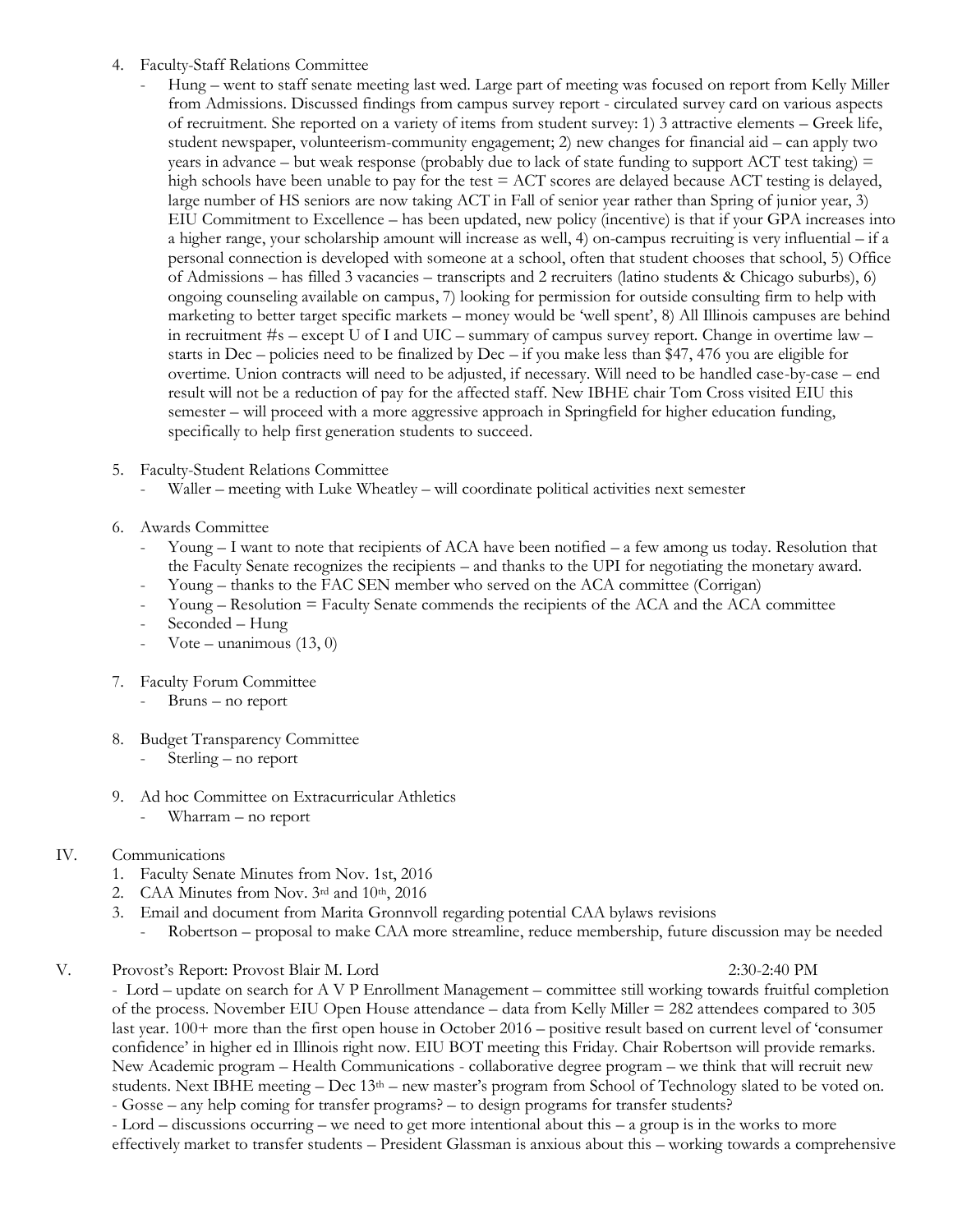4. Faculty-Staff Relations Committee
   - Hung – went to staff senate meeting last wed. Large part of meeting was focused on report from Kelly Miller from Admissions. Discussed findings from campus survey report - circulated survey card on various aspects of recruitment. She reported on a variety of items from student survey: 1) 3 attractive elements – Greek life, student newspaper, volunteerism-community engagement; 2) new changes for financial aid – can apply two years in advance – but weak response (probably due to lack of state funding to support ACT test taking) = high schools have been unable to pay for the test = ACT scores are delayed because ACT testing is delayed, large number of HS seniors are now taking ACT in Fall of senior year rather than Spring of junior year, 3) EIU Commitment to Excellence – has been updated, new policy (incentive) is that if your GPA increases into a higher range, your scholarship amount will increase as well, 4) on-campus recruiting is very influential – if a personal connection is developed with someone at a school, often that student chooses that school, 5) Office of Admissions – has filled 3 vacancies – transcripts and 2 recruiters (latino students & Chicago suburbs), 6) ongoing counseling available on campus, 7) looking for permission for outside consulting firm to help with marketing to better target specific markets – money would be 'well spent', 8) All Illinois campuses are behind in recruitment #s – except U of I and UIC – summary of campus survey report. Change in overtime law – starts in Dec – policies need to be finalized by Dec – if you make less than $47, 476 you are eligible for overtime. Union contracts will need to be adjusted, if necessary. Will need to be handled case-by-case – end result will not be a reduction of pay for the affected staff. New IBHE chair Tom Cross visited EIU this semester – will proceed with a more aggressive approach in Springfield for higher education funding, specifically to help first generation students to succeed.

5. Faculty-Student Relations Committee
   - Waller – meeting with Luke Wheatley – will coordinate political activities next semester

6. Awards Committee
   - Young – I want to note that recipients of ACA have been notified – a few among us today. Resolution that the Faculty Senate recognizes the recipients – and thanks to the UPI for negotiating the monetary award.
   - Young – thanks to the FAC SEN member who served on the ACA committee (Corrigan)
   - Young – Resolution = Faculty Senate commends the recipients of the ACA and the ACA committee
   - Seconded – Hung
   - Vote – unanimous (13, 0)

7. Faculty Forum Committee
   - Bruns – no report

8. Budget Transparency Committee
   - Sterling – no report

9. Ad hoc Committee on Extracurricular Athletics
   - Wharram – no report

IV. Communications
   1. Faculty Senate Minutes from Nov. 1st, 2016
   2. CAA Minutes from Nov. 3rd and 10th, 2016
   3. Email and document from Marita Gronnvoll regarding potential CAA bylaws revisions
      - Robertson – proposal to make CAA more streamline, reduce membership, future discussion may be needed

V. Provost's Report: Provost Blair M. Lord 2:30-2:40 PM

- Lord – update on search for A V P Enrollment Management – committee still working towards fruitful completion of the process. November EIU Open House attendance – data from Kelly Miller = 282 attendees compared to 305 last year. 100+ more than the first open house in October 2016 – positive result based on current level of 'consumer confidence' in higher ed in Illinois right now. EIU BOT meeting this Friday. Chair Robertson will provide remarks. New Academic program – Health Communications - collaborative degree program – we think that will recruit new students. Next IBHE meeting – Dec 13th – new master's program from School of Technology slated to be voted on.
- Gosse – any help coming for transfer programs? – to design programs for transfer students?
- Lord – discussions occurring – we need to get more intentional about this – a group is in the works to more effectively market to transfer students – President Glassman is anxious about this – working towards a comprehensive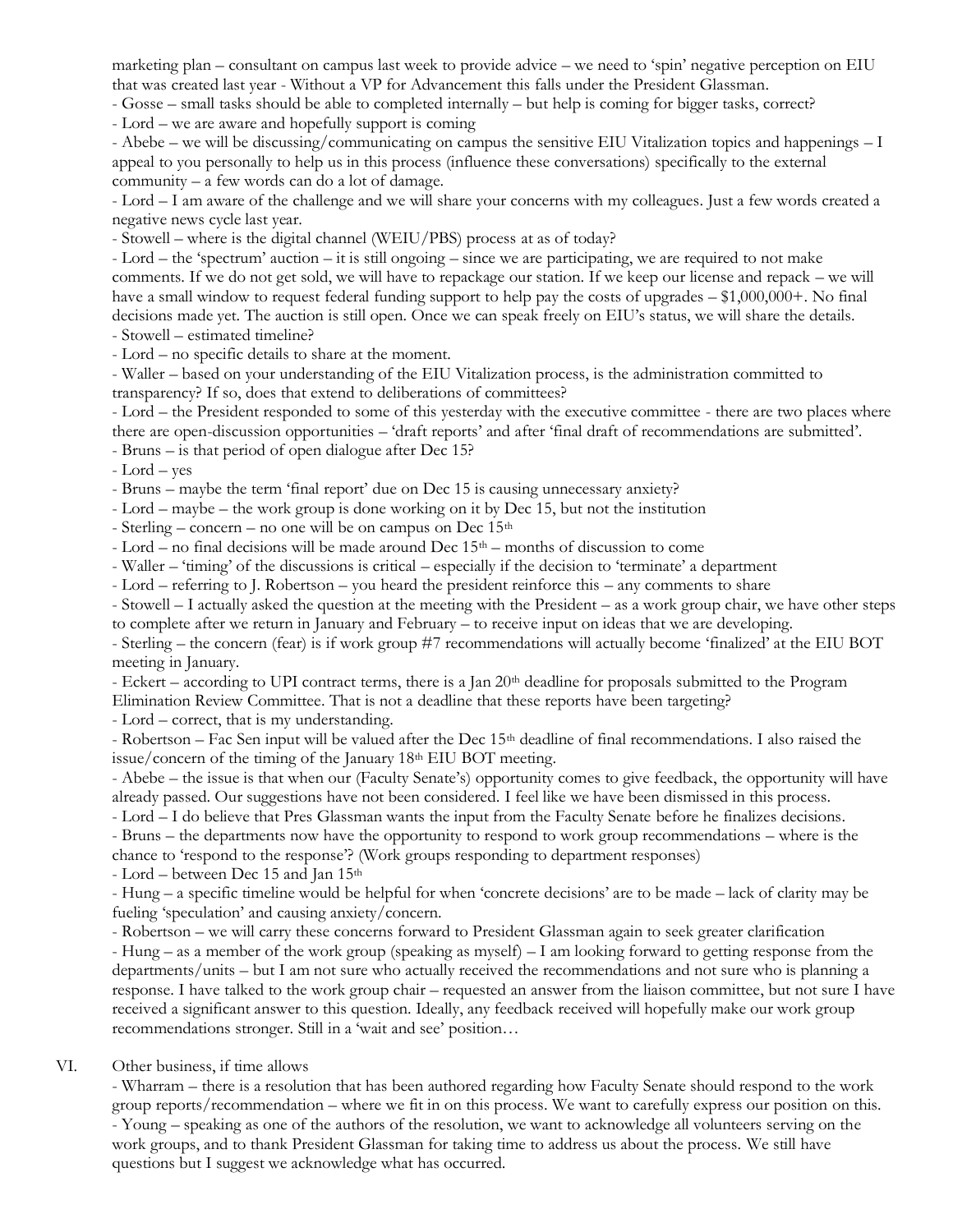marketing plan – consultant on campus last week to provide advice – we need to 'spin' negative perception on EIU that was created last year - Without a VP for Advancement this falls under the President Glassman.

- Gosse – small tasks should be able to completed internally – but help is coming for bigger tasks, correct?
- Lord – we are aware and hopefully support is coming
- Abebe – we will be discussing/communicating on campus the sensitive EIU Vitalization topics and happenings – I appeal to you personally to help us in this process (influence these conversations) specifically to the external community – a few words can do a lot of damage.
- Lord – I am aware of the challenge and we will share your concerns with my colleagues. Just a few words created a negative news cycle last year.
- Stowell – where is the digital channel (WEIU/PBS) process at as of today?
- Lord – the 'spectrum' auction – it is still ongoing – since we are participating, we are required to not make comments. If we do not get sold, we will have to repackage our station. If we keep our license and repack – we will have a small window to request federal funding support to help pay the costs of upgrades – $1,000,000+. No final decisions made yet. The auction is still open. Once we can speak freely on EIU's status, we will share the details.
- Stowell – estimated timeline?
- Lord – no specific details to share at the moment.
- Waller – based on your understanding of the EIU Vitalization process, is the administration committed to transparency? If so, does that extend to deliberations of committees?
- Lord – the President responded to some of this yesterday with the executive committee - there are two places where there are open-discussion opportunities – 'draft reports' and after 'final draft of recommendations are submitted'.
- Bruns – is that period of open dialogue after Dec 15?
- Lord – yes
- Bruns – maybe the term 'final report' due on Dec 15 is causing unnecessary anxiety?
- Lord – maybe – the work group is done working on it by Dec 15, but not the institution
- Sterling – concern – no one will be on campus on Dec 15th
- Lord – no final decisions will be made around Dec 15th – months of discussion to come
- Waller – 'timing' of the discussions is critical – especially if the decision to 'terminate' a department
- Lord – referring to J. Robertson – you heard the president reinforce this – any comments to share
- Stowell – I actually asked the question at the meeting with the President – as a work group chair, we have other steps to complete after we return in January and February – to receive input on ideas that we are developing.
- Sterling – the concern (fear) is if work group #7 recommendations will actually become 'finalized' at the EIU BOT meeting in January.
- Eckert – according to UPI contract terms, there is a Jan 20th deadline for proposals submitted to the Program Elimination Review Committee. That is not a deadline that these reports have been targeting?
- Lord – correct, that is my understanding.
- Robertson – Fac Sen input will be valued after the Dec 15th deadline of final recommendations. I also raised the issue/concern of the timing of the January 18th EIU BOT meeting.
- Abebe – the issue is that when our (Faculty Senate's) opportunity comes to give feedback, the opportunity will have already passed. Our suggestions have not been considered. I feel like we have been dismissed in this process.
- Lord – I do believe that Pres Glassman wants the input from the Faculty Senate before he finalizes decisions.
- Bruns – the departments now have the opportunity to respond to work group recommendations – where is the chance to 'respond to the response'? (Work groups responding to department responses)
- Lord – between Dec 15 and Jan 15th
- Hung – a specific timeline would be helpful for when 'concrete decisions' are to be made – lack of clarity may be fueling 'speculation' and causing anxiety/concern.
- Robertson – we will carry these concerns forward to President Glassman again to seek greater clarification
- Hung – as a member of the work group (speaking as myself) – I am looking forward to getting response from the departments/units – but I am not sure who actually received the recommendations and not sure who is planning a response. I have talked to the work group chair – requested an answer from the liaison committee, but not sure I have received a significant answer to this question. Ideally, any feedback received will hopefully make our work group recommendations stronger. Still in a 'wait and see' position…

VI. Other business, if time allows

- Wharram – there is a resolution that has been authored regarding how Faculty Senate should respond to the work group reports/recommendation – where we fit in on this process. We want to carefully express our position on this.
- Young – speaking as one of the authors of the resolution, we want to acknowledge all volunteers serving on the work groups, and to thank President Glassman for taking time to address us about the process. We still have questions but I suggest we acknowledge what has occurred.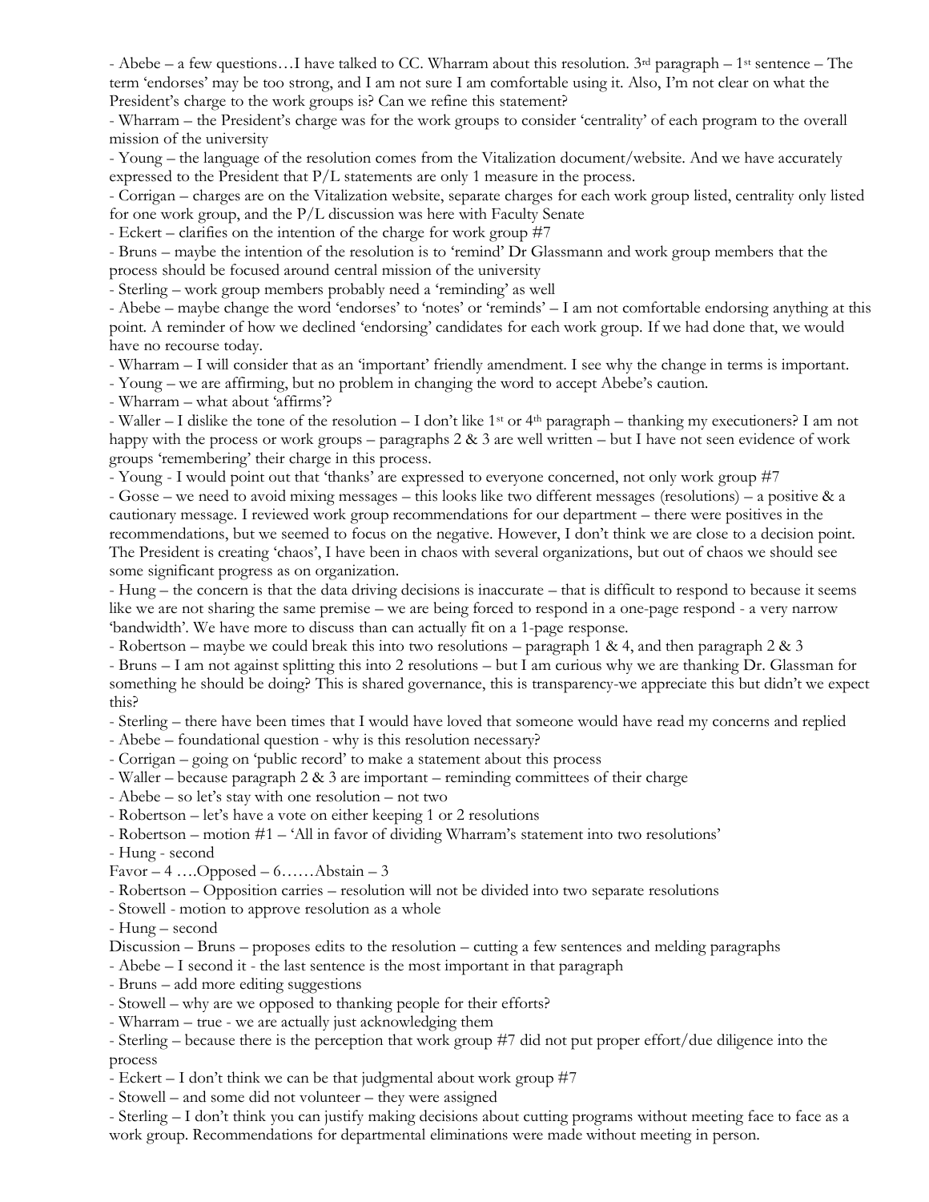- Abebe – a few questions…I have talked to CC. Wharram about this resolution. 3rd paragraph – 1st sentence – The term 'endorses' may be too strong, and I am not sure I am comfortable using it. Also, I'm not clear on what the President's charge to the work groups is? Can we refine this statement?

- Wharram – the President's charge was for the work groups to consider 'centrality' of each program to the overall mission of the university

- Young – the language of the resolution comes from the Vitalization document/website. And we have accurately expressed to the President that P/L statements are only 1 measure in the process.

- Corrigan – charges are on the Vitalization website, separate charges for each work group listed, centrality only listed for one work group, and the P/L discussion was here with Faculty Senate

- Eckert – clarifies on the intention of the charge for work group #7

- Bruns – maybe the intention of the resolution is to 'remind' Dr Glassmann and work group members that the process should be focused around central mission of the university

- Sterling – work group members probably need a 'reminding' as well

- Abebe – maybe change the word 'endorses' to 'notes' or 'reminds' – I am not comfortable endorsing anything at this point. A reminder of how we declined 'endorsing' candidates for each work group. If we had done that, we would have no recourse today.

- Wharram – I will consider that as an 'important' friendly amendment. I see why the change in terms is important.

- Young – we are affirming, but no problem in changing the word to accept Abebe's caution.

- Wharram – what about 'affirms'?

- Waller – I dislike the tone of the resolution – I don't like 1st or 4th paragraph – thanking my executioners? I am not happy with the process or work groups – paragraphs 2 & 3 are well written – but I have not seen evidence of work groups 'remembering' their charge in this process.

- Young - I would point out that 'thanks' are expressed to everyone concerned, not only work group #7

- Gosse – we need to avoid mixing messages – this looks like two different messages (resolutions) – a positive & a cautionary message. I reviewed work group recommendations for our department – there were positives in the recommendations, but we seemed to focus on the negative. However, I don't think we are close to a decision point. The President is creating 'chaos', I have been in chaos with several organizations, but out of chaos we should see some significant progress as on organization.

- Hung – the concern is that the data driving decisions is inaccurate – that is difficult to respond to because it seems like we are not sharing the same premise – we are being forced to respond in a one-page respond - a very narrow 'bandwidth'. We have more to discuss than can actually fit on a 1-page response.

- Robertson – maybe we could break this into two resolutions – paragraph 1 & 4, and then paragraph 2 & 3

- Bruns – I am not against splitting this into 2 resolutions – but I am curious why we are thanking Dr. Glassman for something he should be doing? This is shared governance, this is transparency-we appreciate this but didn't we expect this?

- Sterling – there have been times that I would have loved that someone would have read my concerns and replied

- Abebe – foundational question - why is this resolution necessary?

- Corrigan – going on 'public record' to make a statement about this process

- Waller – because paragraph 2 & 3 are important – reminding committees of their charge

- Abebe – so let's stay with one resolution – not two

- Robertson – let's have a vote on either keeping 1 or 2 resolutions

- Robertson – motion #1 – 'All in favor of dividing Wharram's statement into two resolutions'

- Hung - second

Favor – 4 ….Opposed – 6……Abstain – 3

- Robertson – Opposition carries – resolution will not be divided into two separate resolutions

- Stowell - motion to approve resolution as a whole

- Hung – second

Discussion – Bruns – proposes edits to the resolution – cutting a few sentences and melding paragraphs

- Abebe – I second it - the last sentence is the most important in that paragraph

- Bruns – add more editing suggestions

- Stowell – why are we opposed to thanking people for their efforts?

- Wharram – true - we are actually just acknowledging them

- Sterling – because there is the perception that work group #7 did not put proper effort/due diligence into the process

- Eckert – I don't think we can be that judgmental about work group #7

- Stowell – and some did not volunteer – they were assigned

- Sterling – I don't think you can justify making decisions about cutting programs without meeting face to face as a work group. Recommendations for departmental eliminations were made without meeting in person.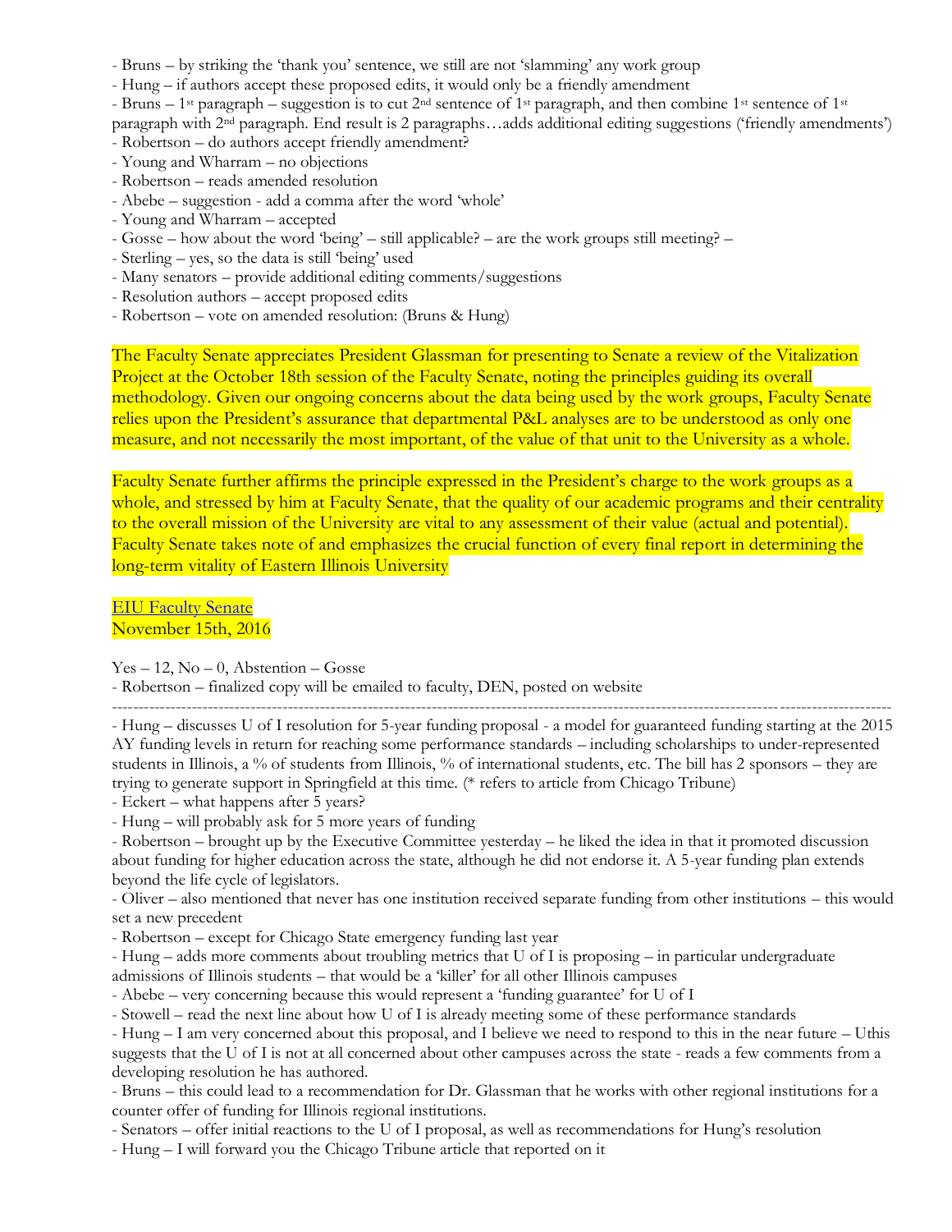- Bruns – by striking the 'thank you' sentence, we still are not 'slamming' any work group
- Hung – if authors accept these proposed edits, it would only be a friendly amendment
- Bruns – 1st paragraph – suggestion is to cut 2nd sentence of 1st paragraph, and then combine 1st sentence of 1st paragraph with 2nd paragraph. End result is 2 paragraphs…adds additional editing suggestions ('friendly amendments')
- Robertson – do authors accept friendly amendment?
- Young and Wharram – no objections
- Robertson – reads amended resolution
- Abebe – suggestion - add a comma after the word 'whole'
- Young and Wharram – accepted
- Gosse – how about the word 'being' – still applicable? – are the work groups still meeting? –
- Sterling – yes, so the data is still 'being' used
- Many senators – provide additional editing comments/suggestions
- Resolution authors – accept proposed edits
- Robertson – vote on amended resolution: (Bruns & Hung)

The Faculty Senate appreciates President Glassman for presenting to Senate a review of the Vitalization Project at the October 18th session of the Faculty Senate, noting the principles guiding its overall methodology. Given our ongoing concerns about the data being used by the work groups, Faculty Senate relies upon the President's assurance that departmental P&L analyses are to be understood as only one measure, and not necessarily the most important, of the value of that unit to the University as a whole.

Faculty Senate further affirms the principle expressed in the President's charge to the work groups as a whole, and stressed by him at Faculty Senate, that the quality of our academic programs and their centrality to the overall mission of the University are vital to any assessment of their value (actual and potential). Faculty Senate takes note of and emphasizes the crucial function of every final report in determining the long-term vitality of Eastern Illinois University

EIU Faculty Senate
November 15th, 2016

Yes – 12, No – 0, Abstention – Gosse
- Robertson – finalized copy will be emailed to faculty, DEN, posted on website

---

- Hung – discusses U of I resolution for 5-year funding proposal - a model for guaranteed funding starting at the 2015 AY funding levels in return for reaching some performance standards – including scholarships to under-represented students in Illinois, a % of students from Illinois, % of international students, etc. The bill has 2 sponsors – they are trying to generate support in Springfield at this time. (* refers to article from Chicago Tribune)
- Eckert – what happens after 5 years?
- Hung – will probably ask for 5 more years of funding
- Robertson – brought up by the Executive Committee yesterday – he liked the idea in that it promoted discussion about funding for higher education across the state, although he did not endorse it. A 5-year funding plan extends beyond the life cycle of legislators.
- Oliver – also mentioned that never has one institution received separate funding from other institutions – this would set a new precedent
- Robertson – except for Chicago State emergency funding last year
- Hung – adds more comments about troubling metrics that U of I is proposing – in particular undergraduate admissions of Illinois students – that would be a 'killer' for all other Illinois campuses
- Abebe – very concerning because this would represent a 'funding guarantee' for U of I
- Stowell – read the next line about how U of I is already meeting some of these performance standards
- Hung – I am very concerned about this proposal, and I believe we need to respond to this in the near future – Uthis suggests that the U of I is not at all concerned about other campuses across the state - reads a few comments from a developing resolution he has authored.
- Bruns – this could lead to a recommendation for Dr. Glassman that he works with other regional institutions for a counter offer of funding for Illinois regional institutions.
- Senators – offer initial reactions to the U of I proposal, as well as recommendations for Hung's resolution
- Hung – I will forward you the Chicago Tribune article that reported on it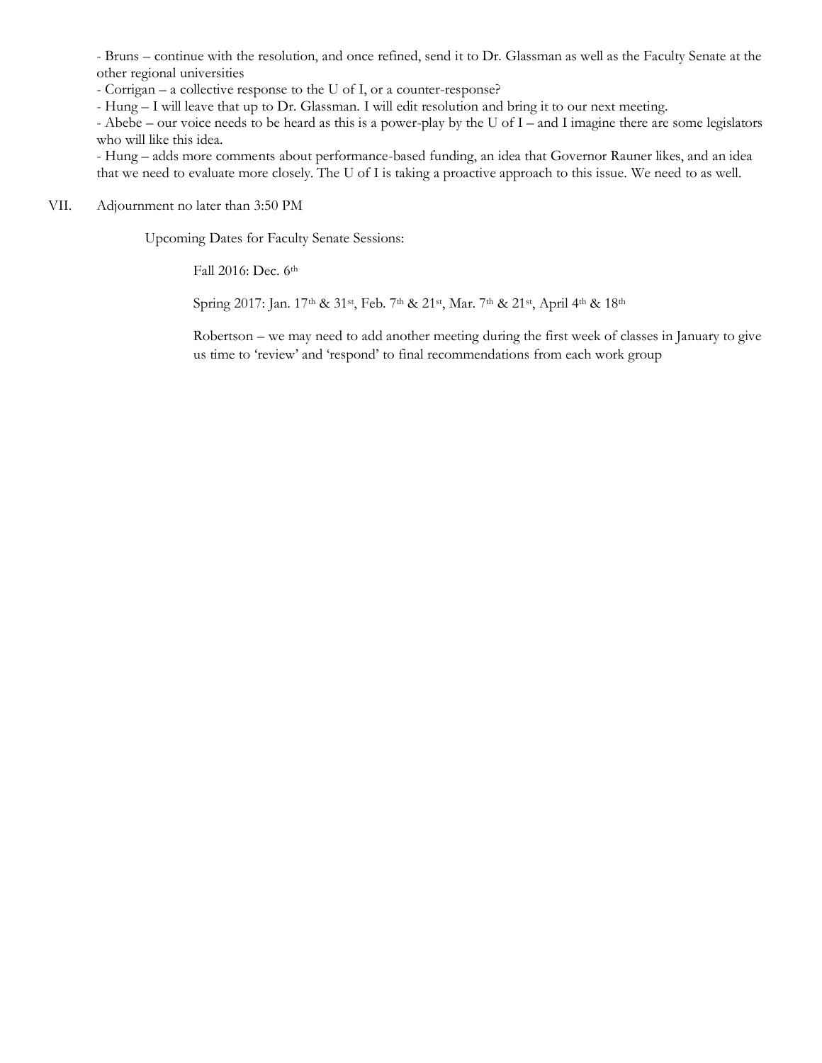- Bruns – continue with the resolution, and once refined, send it to Dr. Glassman as well as the Faculty Senate at the other regional universities
- Corrigan – a collective response to the U of I, or a counter-response?
- Hung – I will leave that up to Dr. Glassman. I will edit resolution and bring it to our next meeting.
- Abebe – our voice needs to be heard as this is a power-play by the U of I – and I imagine there are some legislators who will like this idea.
- Hung – adds more comments about performance-based funding, an idea that Governor Rauner likes, and an idea that we need to evaluate more closely. The U of I is taking a proactive approach to this issue. We need to as well.

VII. Adjournment no later than 3:50 PM

Upcoming Dates for Faculty Senate Sessions:

Fall 2016: Dec. 6th

Spring 2017: Jan. 17th & 31st, Feb. 7th & 21st, Mar. 7th & 21st, April 4th & 18th

Robertson – we may need to add another meeting during the first week of classes in January to give us time to 'review' and 'respond' to final recommendations from each work group